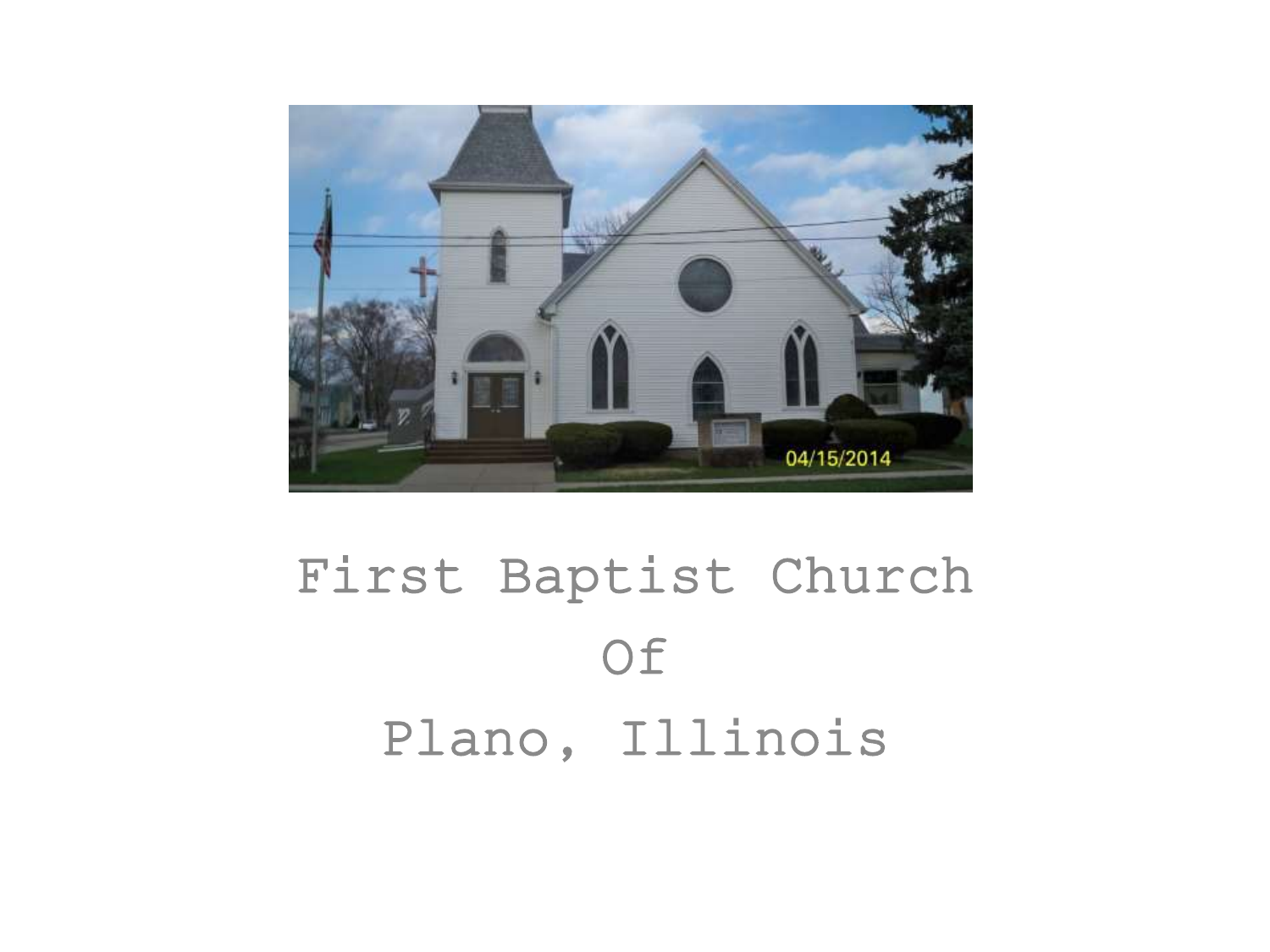# First Baptist Church

# Of

# Plano, Illinois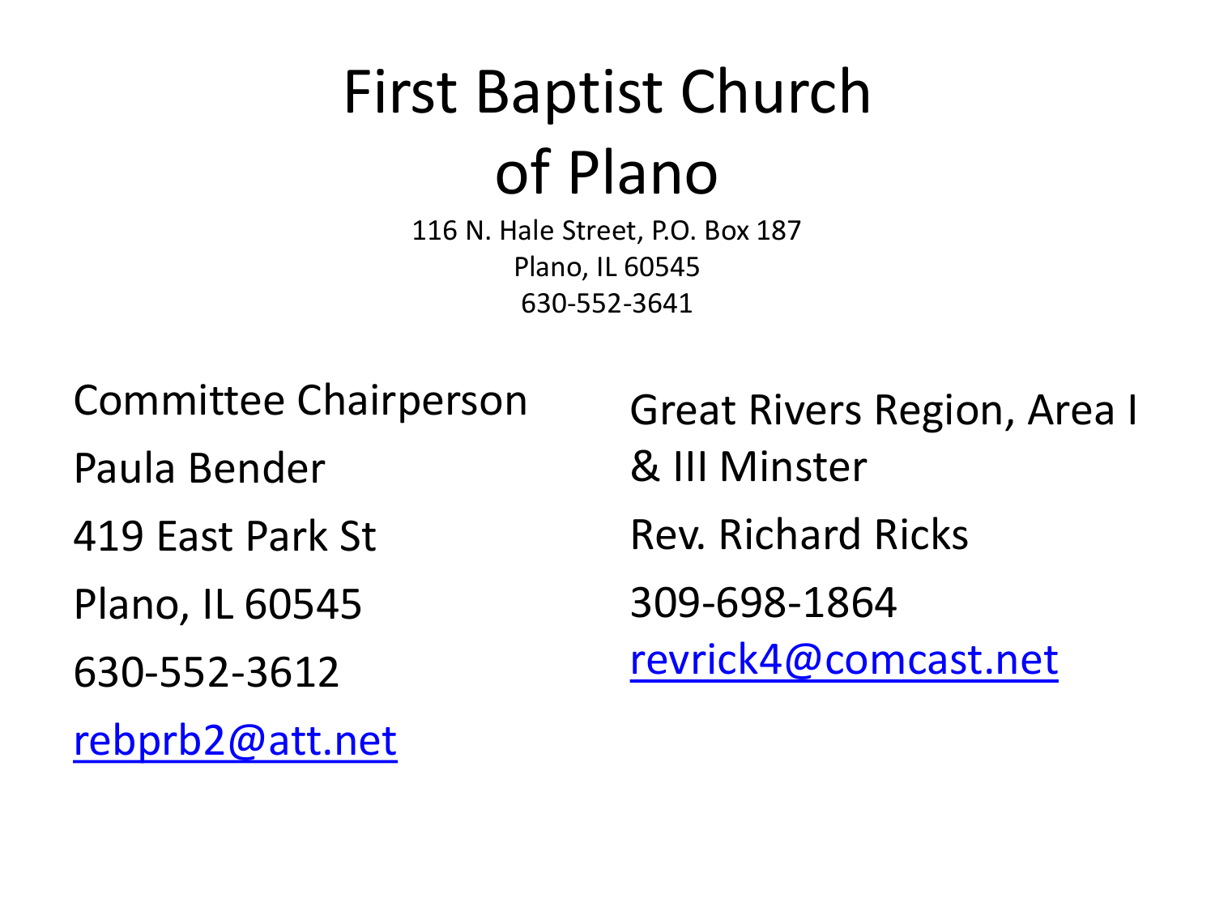# First Baptist Church of Plano

116 N. Hale Street, P.O. Box 187
Plano, IL 60545
630-552-3641

Committee Chairperson

Paula Bender

419 East Park St

Plano, IL 60545

630-552-3612

rebprb2@att.net

Great Rivers Region, Area I & III Minster

Rev. Richard Ricks

309-698-1864

revrick4@comcast.net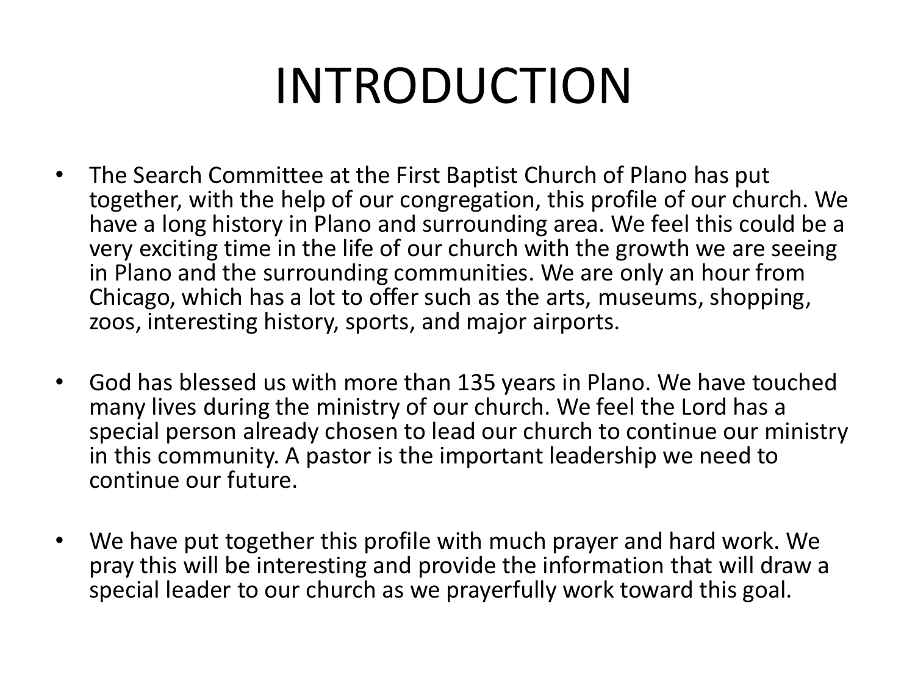# INTRODUCTION

- The Search Committee at the First Baptist Church of Plano has put together, with the help of our congregation, this profile of our church. We have a long history in Plano and surrounding area. We feel this could be a very exciting time in the life of our church with the growth we are seeing in Plano and the surrounding communities. We are only an hour from Chicago, which has a lot to offer such as the arts, museums, shopping, zoos, interesting history, sports, and major airports.

- God has blessed us with more than 135 years in Plano. We have touched many lives during the ministry of our church. We feel the Lord has a special person already chosen to lead our church to continue our ministry in this community. A pastor is the important leadership we need to continue our future.

- We have put together this profile with much prayer and hard work. We pray this will be interesting and provide the information that will draw a special leader to our church as we prayerfully work toward this goal.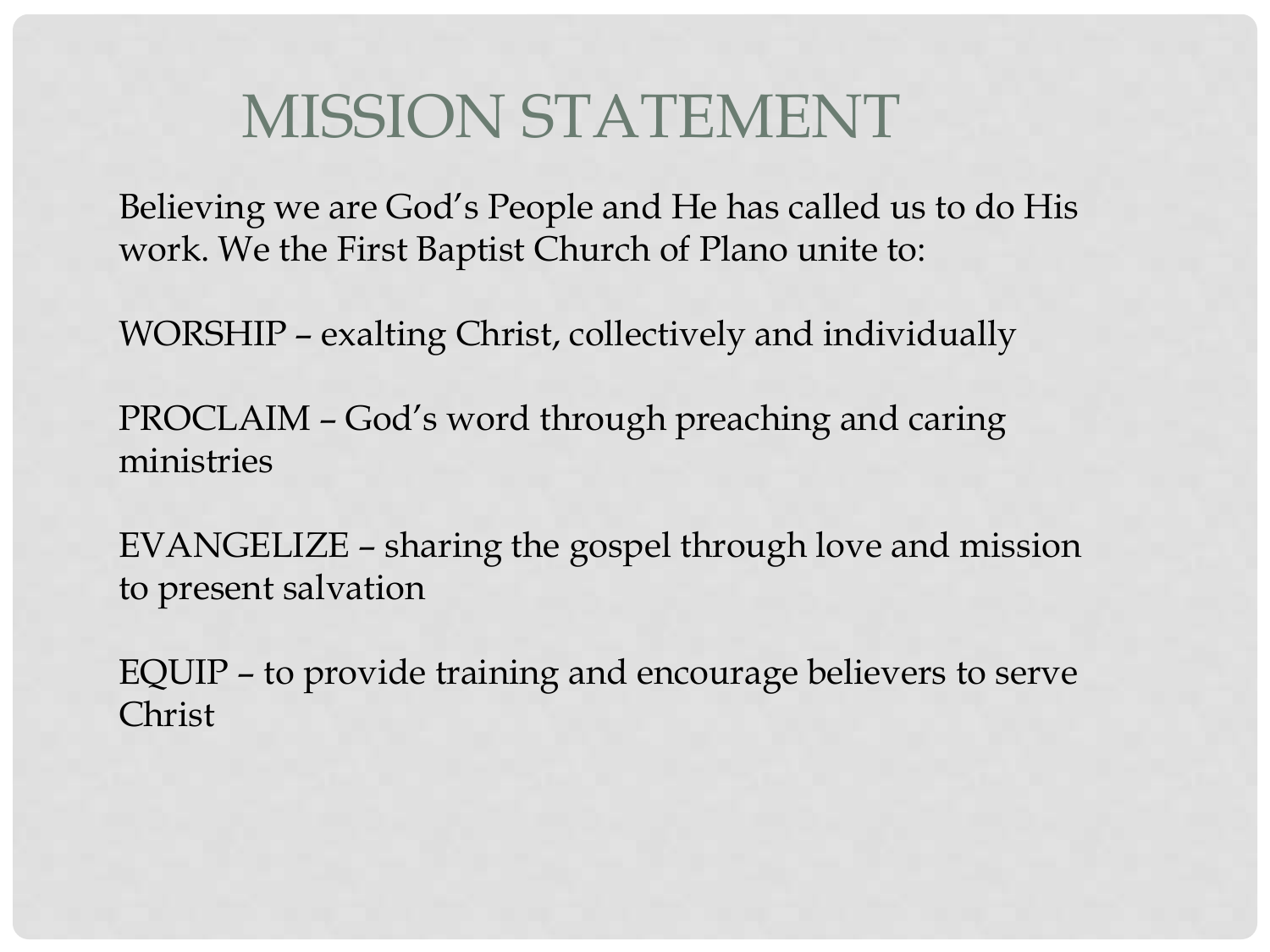# MISSION STATEMENT

Believing we are God's People and He has called us to do His work. We the First Baptist Church of Plano unite to:

WORSHIP – exalting Christ, collectively and individually

PROCLAIM – God's word through preaching and caring ministries

EVANGELIZE – sharing the gospel through love and mission to present salvation

EQUIP – to provide training and encourage believers to serve Christ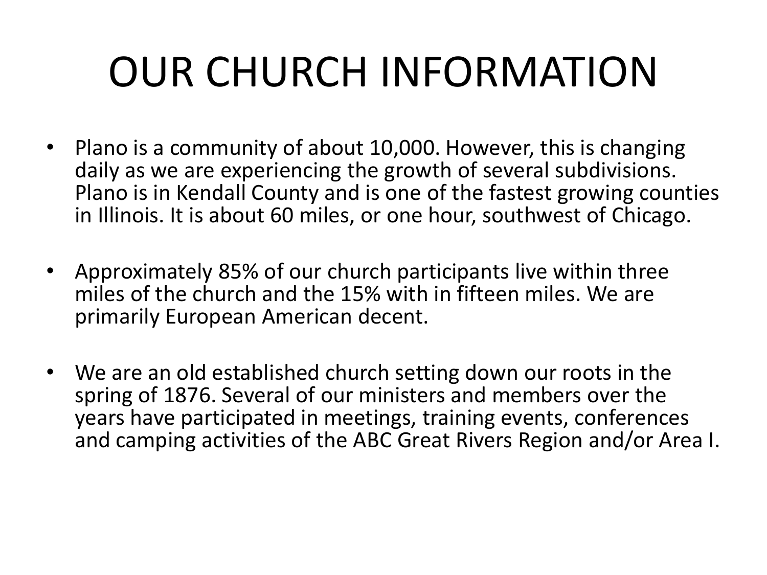# OUR CHURCH INFORMATION

- Plano is a community of about 10,000. However, this is changing daily as we are experiencing the growth of several subdivisions. Plano is in Kendall County and is one of the fastest growing counties in Illinois. It is about 60 miles, or one hour, southwest of Chicago.

- Approximately 85% of our church participants live within three miles of the church and the 15% with in fifteen miles. We are primarily European American decent.

- We are an old established church setting down our roots in the spring of 1876. Several of our ministers and members over the years have participated in meetings, training events, conferences and camping activities of the ABC Great Rivers Region and/or Area I.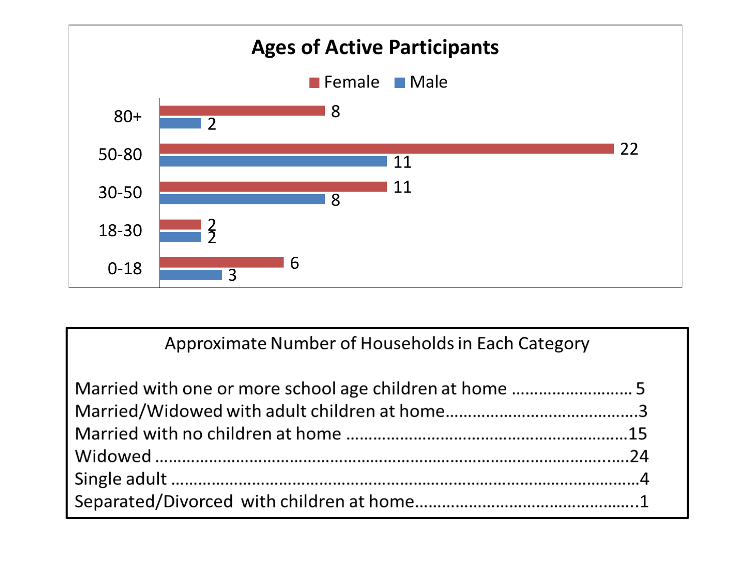## Ages of Active Participants

| Age | Female | Male |
|---|---|---|
| 80+ | 8 | 2 |
| 50-80 | 22 | 11 |
| 30-50 | 11 | 8 |
| 18-30 | 2 | 2 |
| 0-18 | 6 | 3 |

## Approximate Number of Households in Each Category

Married with one or more school age children at home .......................... 5
Married/Widowed with adult children at home..........................................3
Married with no children at home ..............................................................15
Widowed .......................................................................................................24
Single adult ...................................................................................................4
Separated/Divorced with children at home.................................................1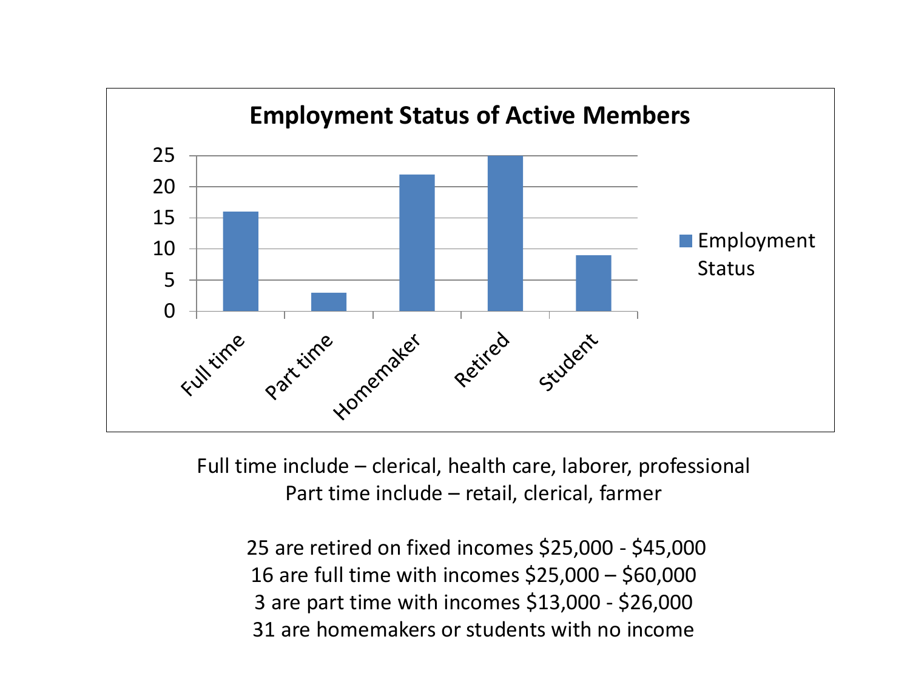## Employment Status of Active Members

| Employment Status | Count |
|---|---|
| Full time | 16 |
| Part time | 3 |
| Homemaker | 22 |
| Retired | 25 |
| Student | 9 |

Full time include – clerical, health care, laborer, professional
Part time include – retail, clerical, farmer

25 are retired on fixed incomes $25,000 - $45,000
16 are full time with incomes $25,000 – $60,000
3 are part time with incomes $13,000 - $26,000
31 are homemakers or students with no income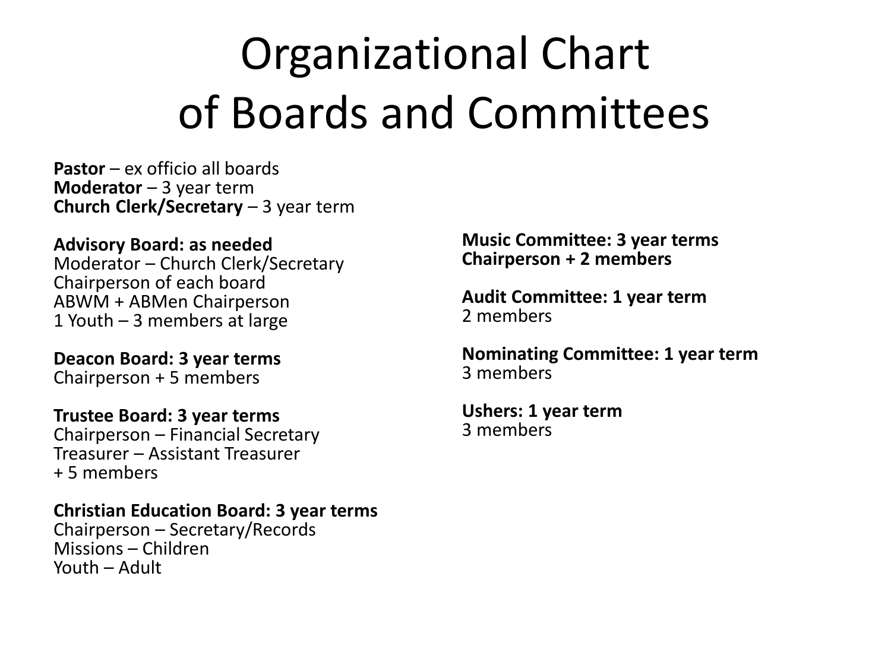# Organizational Chart of Boards and Committees

**Pastor** – ex officio all boards
**Moderator** – 3 year term
**Church Clerk/Secretary** – 3 year term

**Advisory Board: as needed**
Moderator – Church Clerk/Secretary
Chairperson of each board
ABWM + ABMen Chairperson
1 Youth – 3 members at large

**Deacon Board: 3 year terms**
Chairperson + 5 members

**Trustee Board: 3 year terms**
Chairperson – Financial Secretary
Treasurer – Assistant Treasurer
+ 5 members

**Christian Education Board: 3 year terms**
Chairperson – Secretary/Records
Missions – Children
Youth – Adult

**Music Committee: 3 year terms**
**Chairperson + 2 members**

**Audit Committee: 1 year term**
2 members

**Nominating Committee: 1 year term**
3 members

**Ushers: 1 year term**
3 members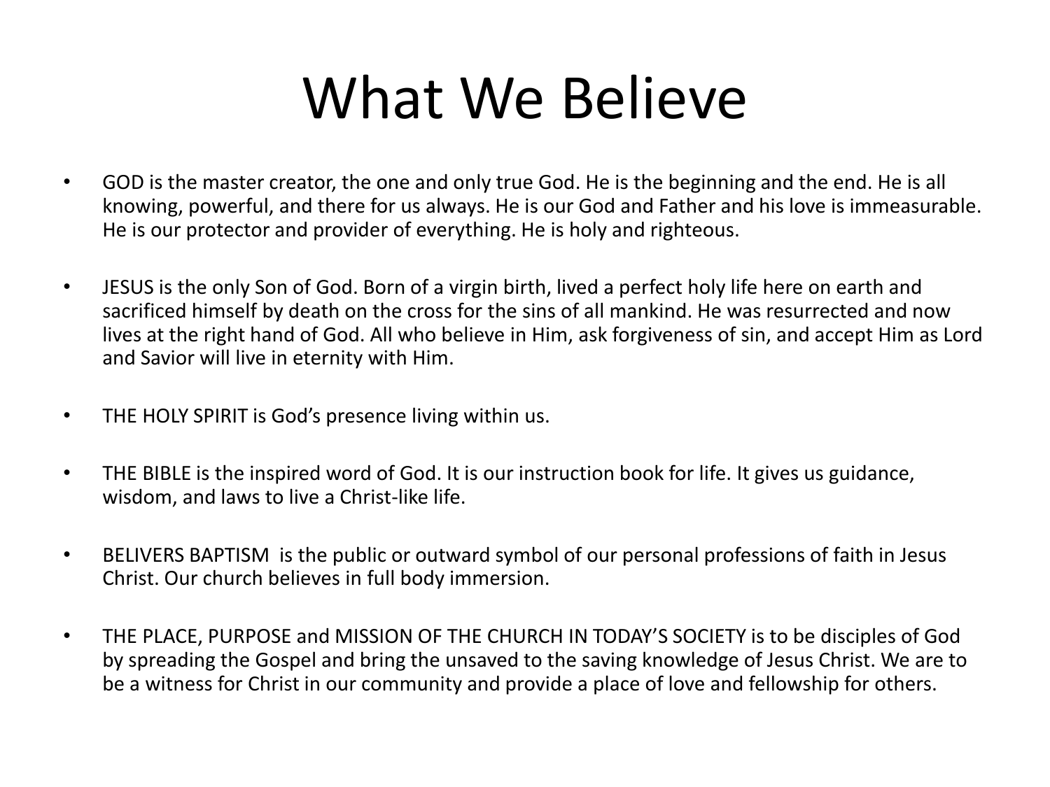# What We Believe

- GOD is the master creator, the one and only true God. He is the beginning and the end. He is all knowing, powerful, and there for us always. He is our God and Father and his love is immeasurable. He is our protector and provider of everything. He is holy and righteous.

- JESUS is the only Son of God. Born of a virgin birth, lived a perfect holy life here on earth and sacrificed himself by death on the cross for the sins of all mankind. He was resurrected and now lives at the right hand of God. All who believe in Him, ask forgiveness of sin, and accept Him as Lord and Savior will live in eternity with Him.

- THE HOLY SPIRIT is God's presence living within us.

- THE BIBLE is the inspired word of God. It is our instruction book for life. It gives us guidance, wisdom, and laws to live a Christ-like life.

- BELIVERS BAPTISM is the public or outward symbol of our personal professions of faith in Jesus Christ. Our church believes in full body immersion.

- THE PLACE, PURPOSE and MISSION OF THE CHURCH IN TODAY'S SOCIETY is to be disciples of God by spreading the Gospel and bring the unsaved to the saving knowledge of Jesus Christ. We are to be a witness for Christ in our community and provide a place of love and fellowship for others.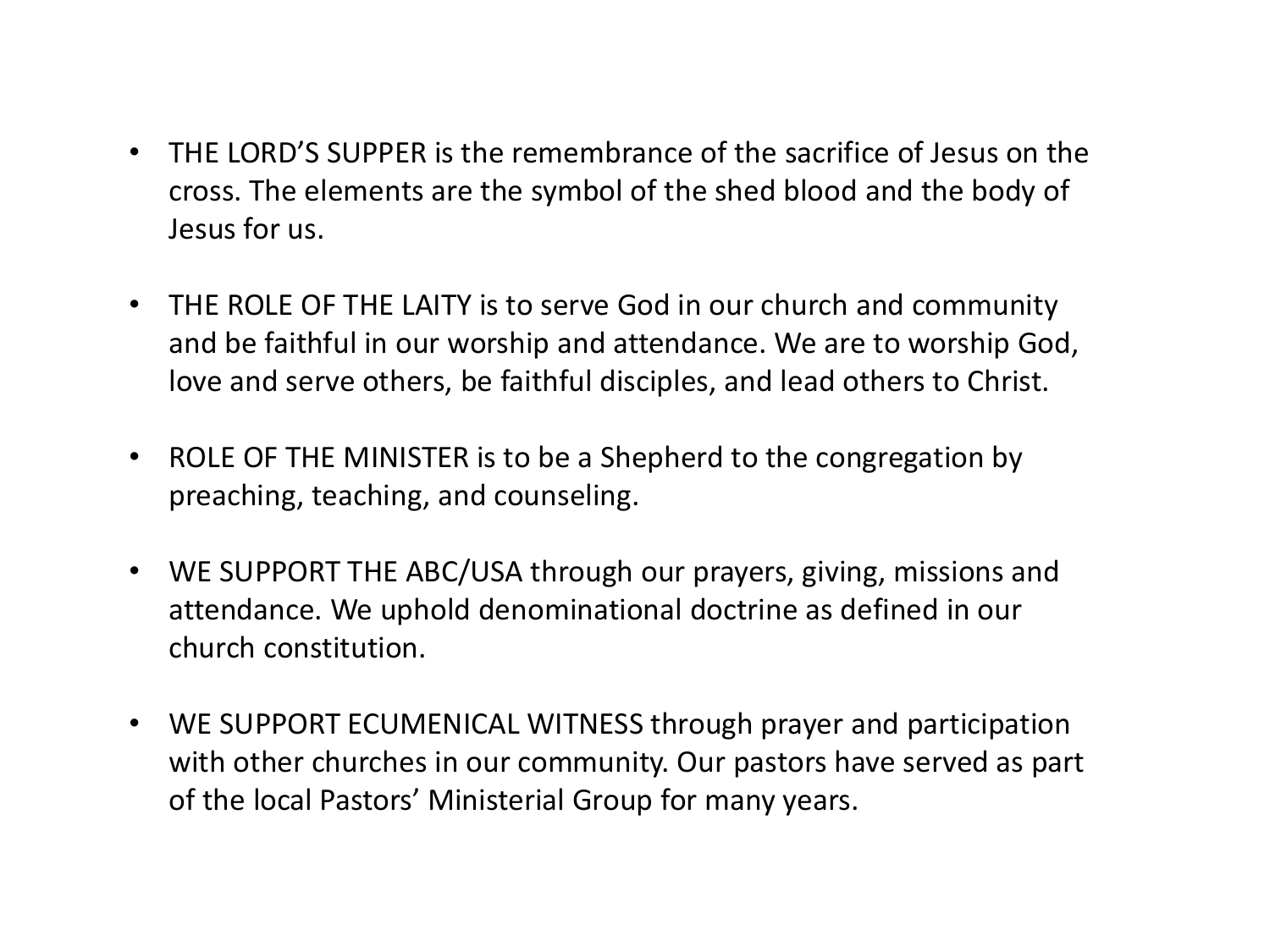- THE LORD'S SUPPER is the remembrance of the sacrifice of Jesus on the cross. The elements are the symbol of the shed blood and the body of Jesus for us.

- THE ROLE OF THE LAITY is to serve God in our church and community and be faithful in our worship and attendance. We are to worship God, love and serve others, be faithful disciples, and lead others to Christ.

- ROLE OF THE MINISTER is to be a Shepherd to the congregation by preaching, teaching, and counseling.

- WE SUPPORT THE ABC/USA through our prayers, giving, missions and attendance. We uphold denominational doctrine as defined in our church constitution.

- WE SUPPORT ECUMENICAL WITNESS through prayer and participation with other churches in our community. Our pastors have served as part of the local Pastors' Ministerial Group for many years.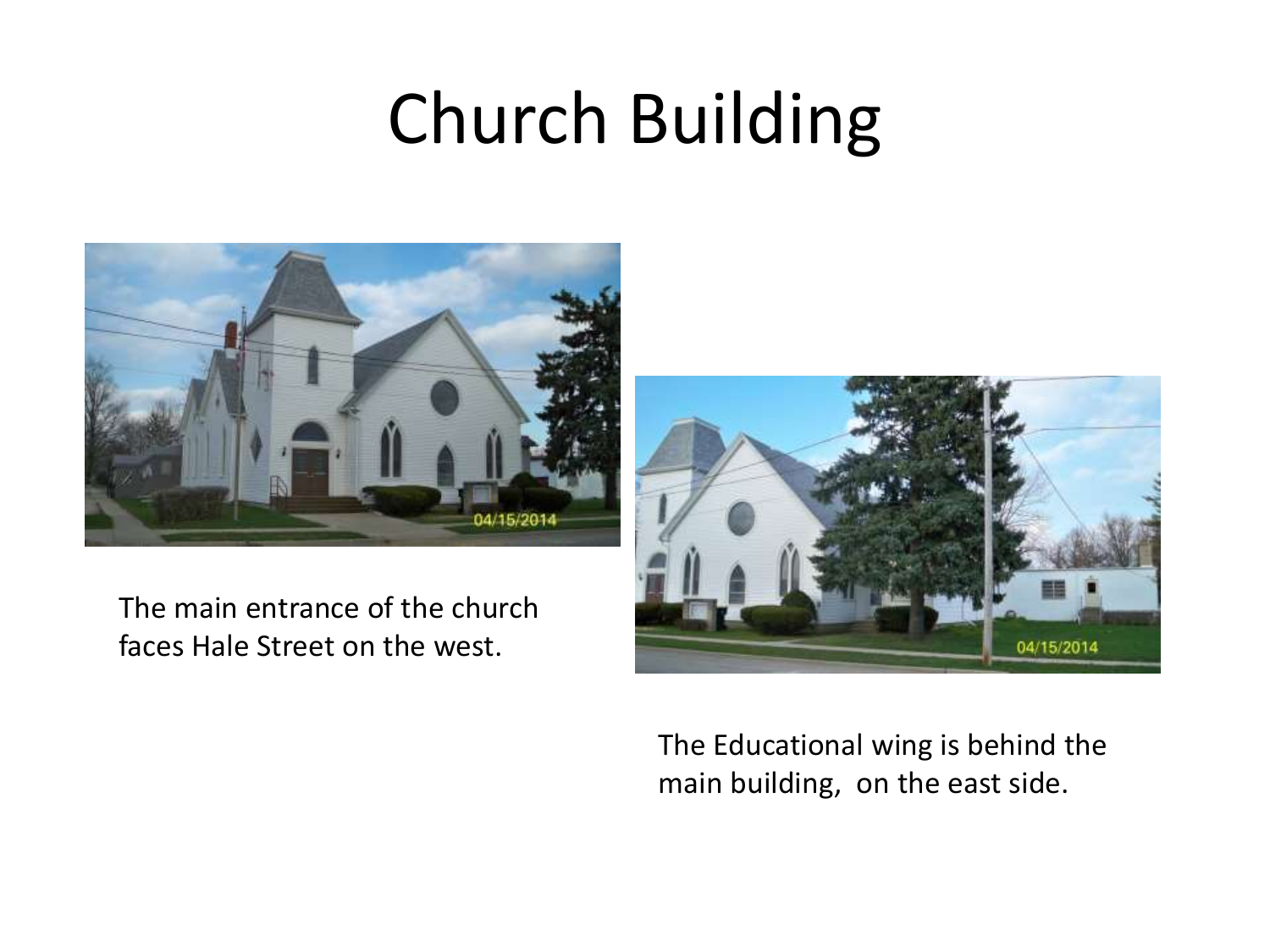# Church Building

The main entrance of the church faces Hale Street on the west.

The Educational wing is behind the main building, on the east side.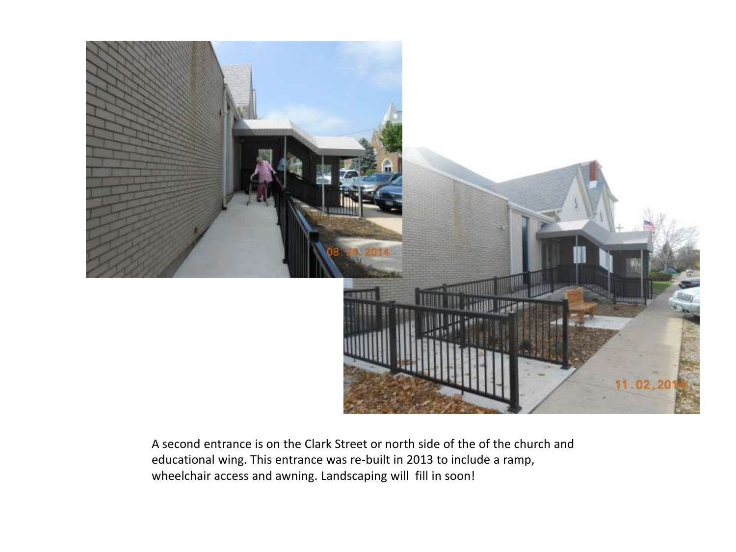A second entrance is on the Clark Street or north side of the of the church and educational wing. This entrance was re-built in 2013 to include a ramp, wheelchair access and awning. Landscaping will  fill in soon!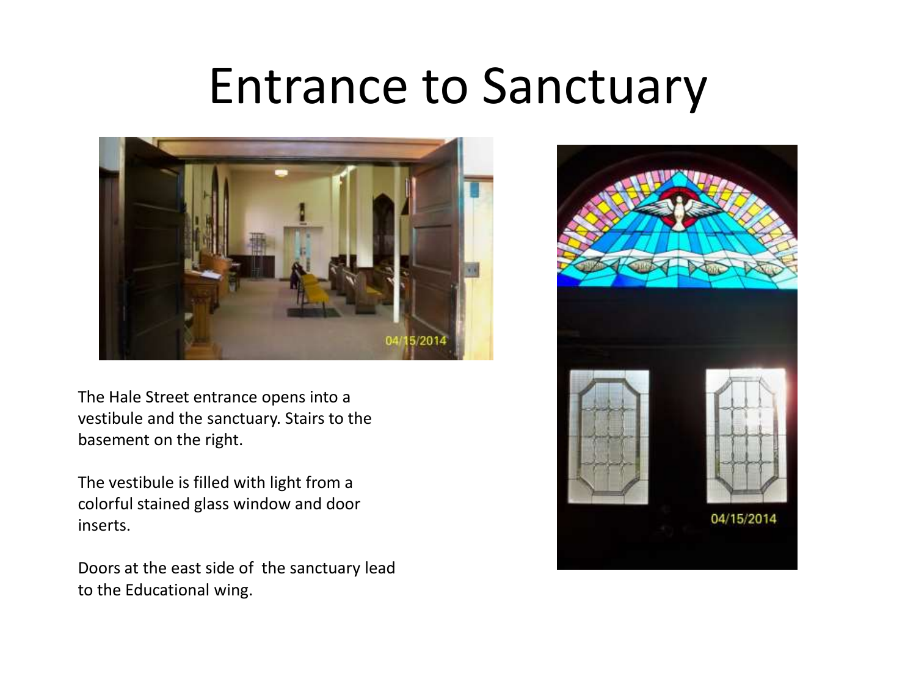# Entrance to Sanctuary

The Hale Street entrance opens into a vestibule and the sanctuary. Stairs to the basement on the right.

The vestibule is filled with light from a colorful stained glass window and door inserts.

Doors at the east side of the sanctuary lead to the Educational wing.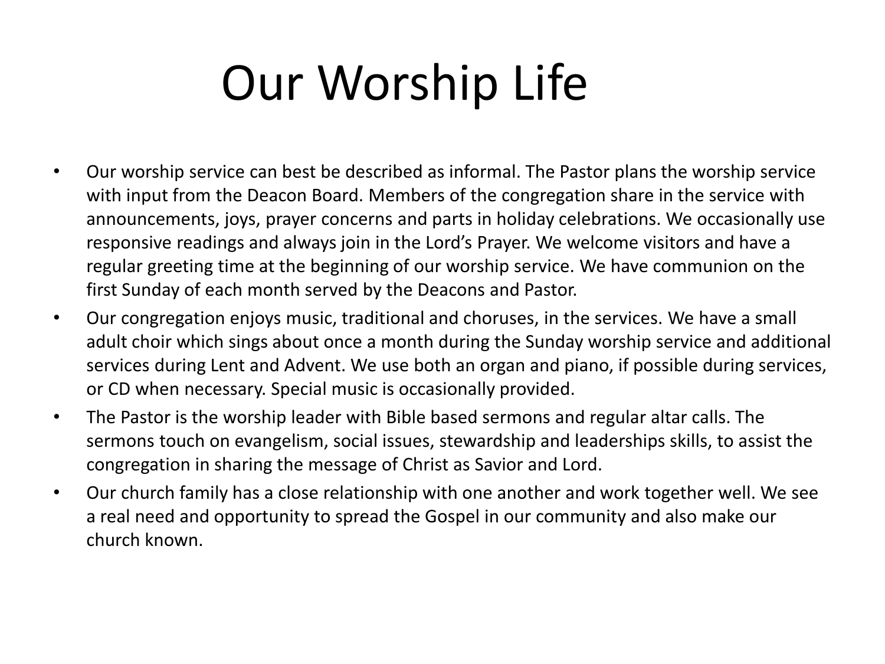# Our Worship Life

- Our worship service can best be described as informal. The Pastor plans the worship service with input from the Deacon Board. Members of the congregation share in the service with announcements, joys, prayer concerns and parts in holiday celebrations. We occasionally use responsive readings and always join in the Lord's Prayer. We welcome visitors and have a regular greeting time at the beginning of our worship service. We have communion on the first Sunday of each month served by the Deacons and Pastor.
- Our congregation enjoys music, traditional and choruses, in the services. We have a small adult choir which sings about once a month during the Sunday worship service and additional services during Lent and Advent. We use both an organ and piano, if possible during services, or CD when necessary. Special music is occasionally provided.
- The Pastor is the worship leader with Bible based sermons and regular altar calls. The sermons touch on evangelism, social issues, stewardship and leaderships skills, to assist the congregation in sharing the message of Christ as Savior and Lord.
- Our church family has a close relationship with one another and work together well. We see a real need and opportunity to spread the Gospel in our community and also make our church known.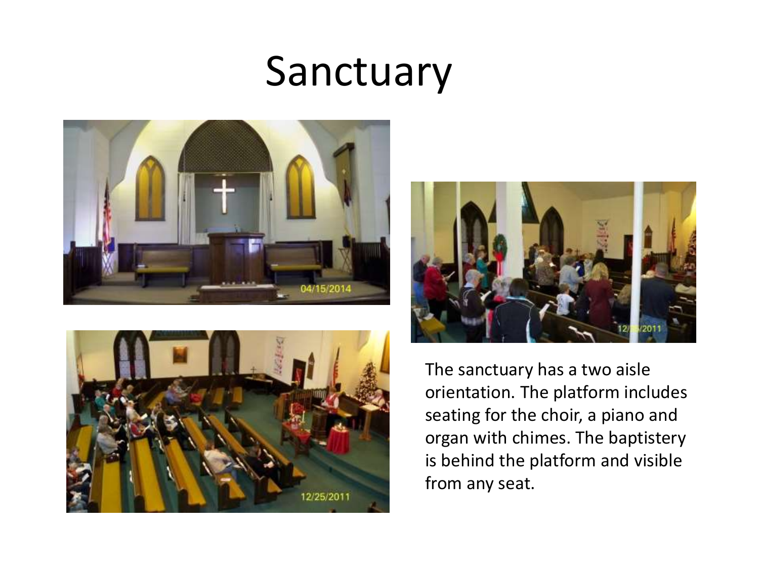# Sanctuary

The sanctuary has a two aisle orientation. The platform includes seating for the choir, a piano and organ with chimes. The baptistery is behind the platform and visible from any seat.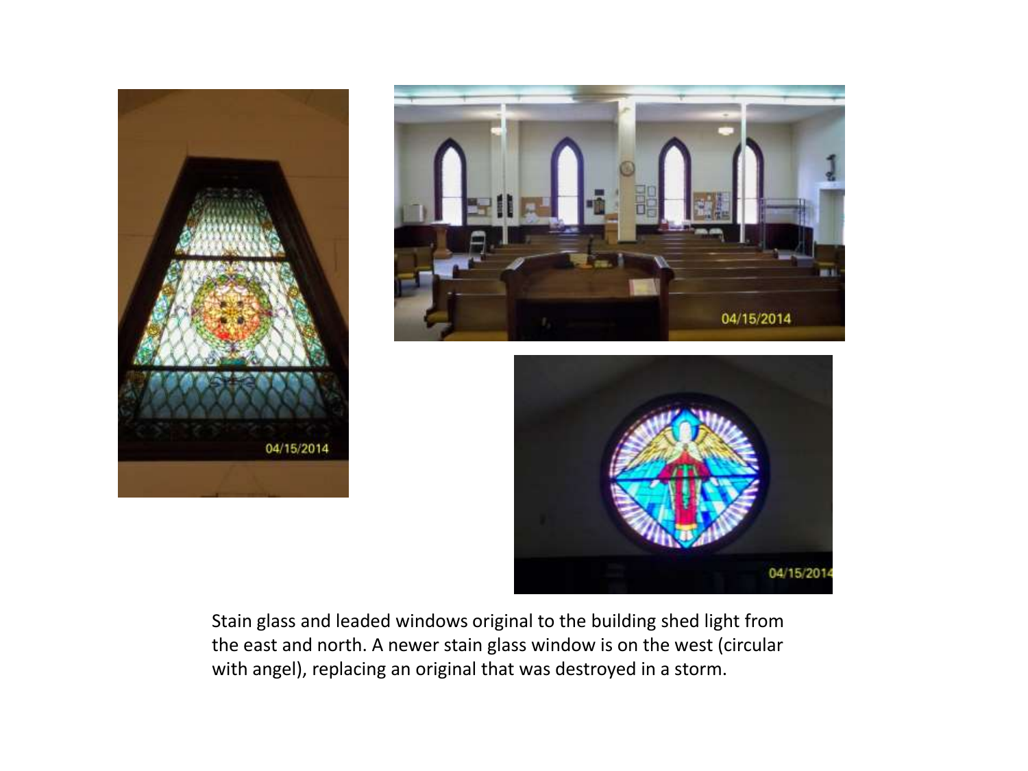Stain glass and leaded windows original to the building shed light from the east and north. A newer stain glass window is on the west (circular with angel), replacing an original that was destroyed in a storm.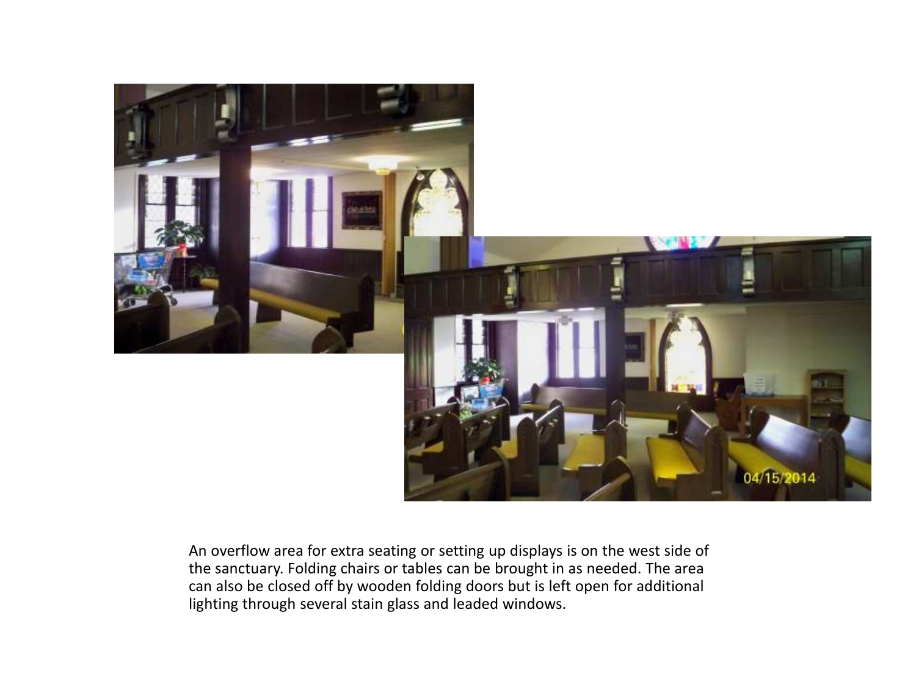An overflow area for extra seating or setting up displays is on the west side of the sanctuary. Folding chairs or tables can be brought in as needed. The area can also be closed off by wooden folding doors but is left open for additional lighting through several stain glass and leaded windows.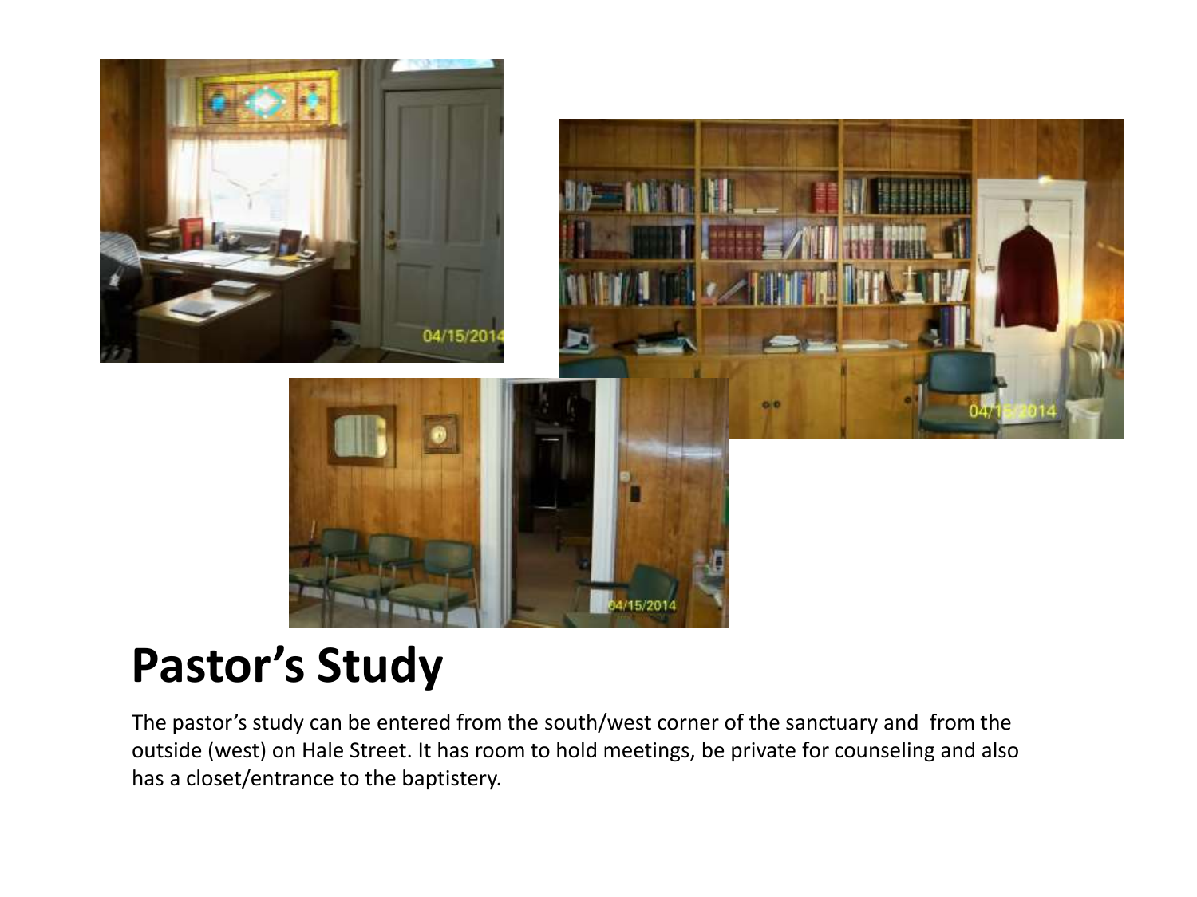# Pastor’s Study

The pastor’s study can be entered from the south/west corner of the sanctuary and from the outside (west) on Hale Street. It has room to hold meetings, be private for counseling and also has a closet/entrance to the baptistery.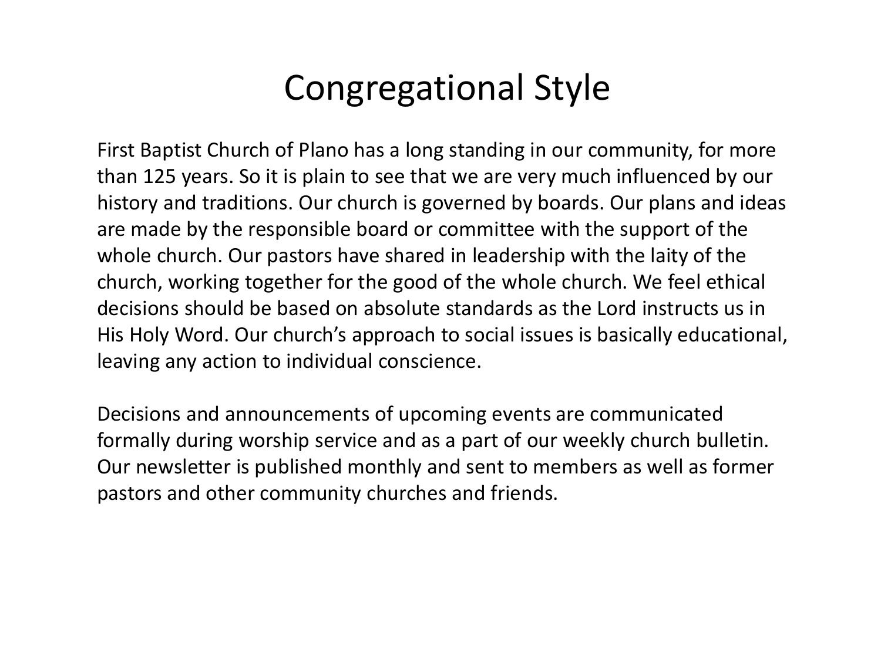# Congregational Style

First Baptist Church of Plano has a long standing in our community, for more than 125 years. So it is plain to see that we are very much influenced by our history and traditions. Our church is governed by boards. Our plans and ideas are made by the responsible board or committee with the support of the whole church. Our pastors have shared in leadership with the laity of the church, working together for the good of the whole church. We feel ethical decisions should be based on absolute standards as the Lord instructs us in His Holy Word. Our church's approach to social issues is basically educational, leaving any action to individual conscience.

Decisions and announcements of upcoming events are communicated formally during worship service and as a part of our weekly church bulletin. Our newsletter is published monthly and sent to members as well as former pastors and other community churches and friends.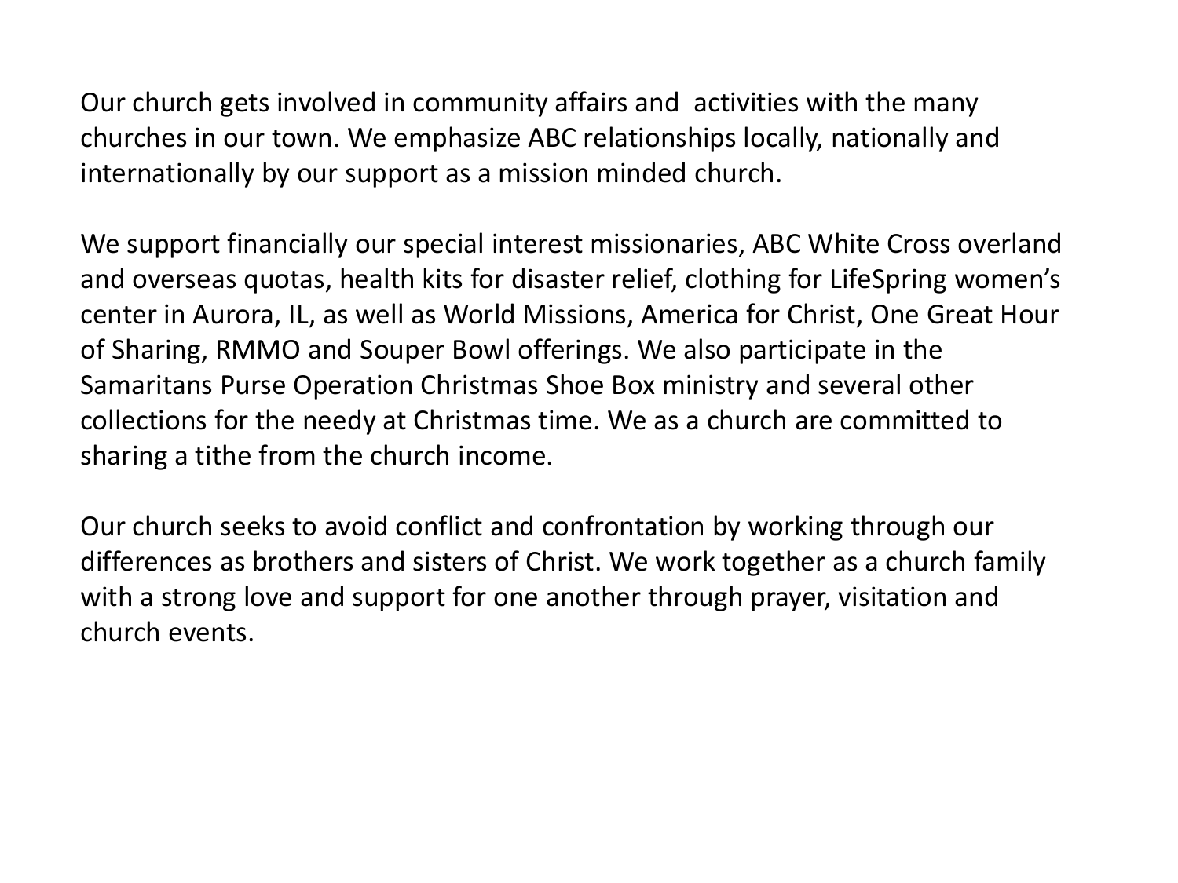Our church gets involved in community affairs and activities with the many churches in our town. We emphasize ABC relationships locally, nationally and internationally by our support as a mission minded church.

We support financially our special interest missionaries, ABC White Cross overland and overseas quotas, health kits for disaster relief, clothing for LifeSpring women's center in Aurora, IL, as well as World Missions, America for Christ, One Great Hour of Sharing, RMMO and Souper Bowl offerings. We also participate in the Samaritans Purse Operation Christmas Shoe Box ministry and several other collections for the needy at Christmas time. We as a church are committed to sharing a tithe from the church income.

Our church seeks to avoid conflict and confrontation by working through our differences as brothers and sisters of Christ. We work together as a church family with a strong love and support for one another through prayer, visitation and church events.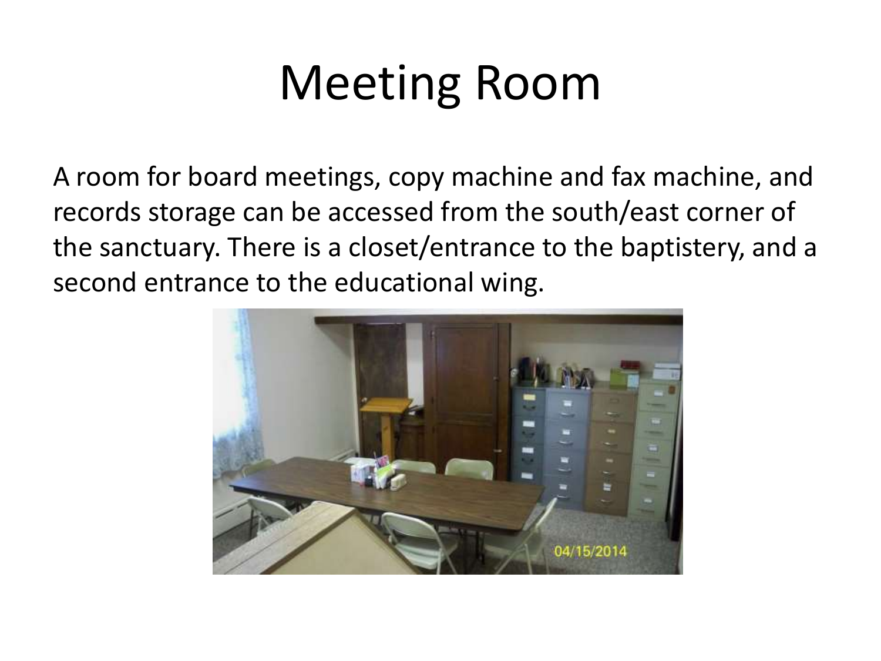# Meeting Room

A room for board meetings, copy machine and fax machine, and records storage can be accessed from the south/east corner of the sanctuary. There is a closet/entrance to the baptistery, and a second entrance to the educational wing.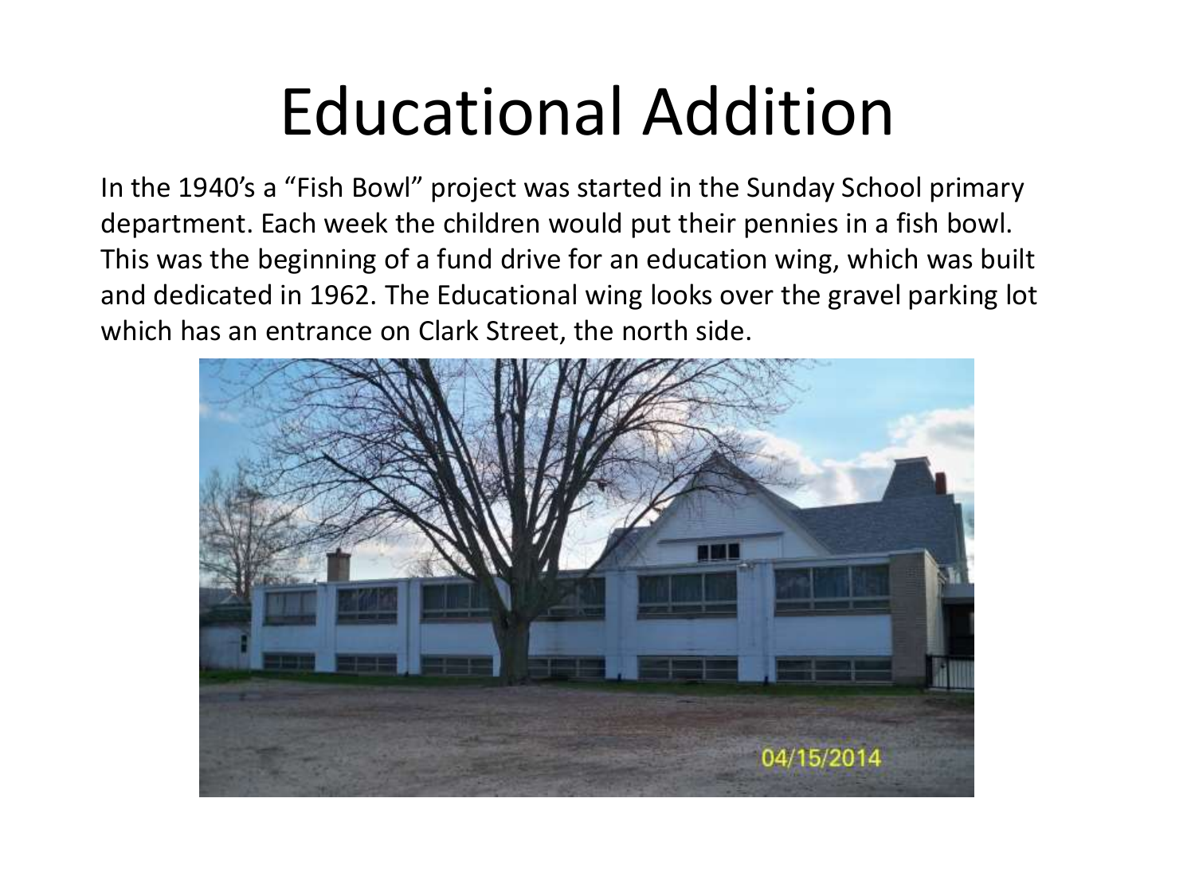# Educational Addition

In the 1940's a "Fish Bowl" project was started in the Sunday School primary department. Each week the children would put their pennies in a fish bowl. This was the beginning of a fund drive for an education wing, which was built and dedicated in 1962. The Educational wing looks over the gravel parking lot which has an entrance on Clark Street, the north side.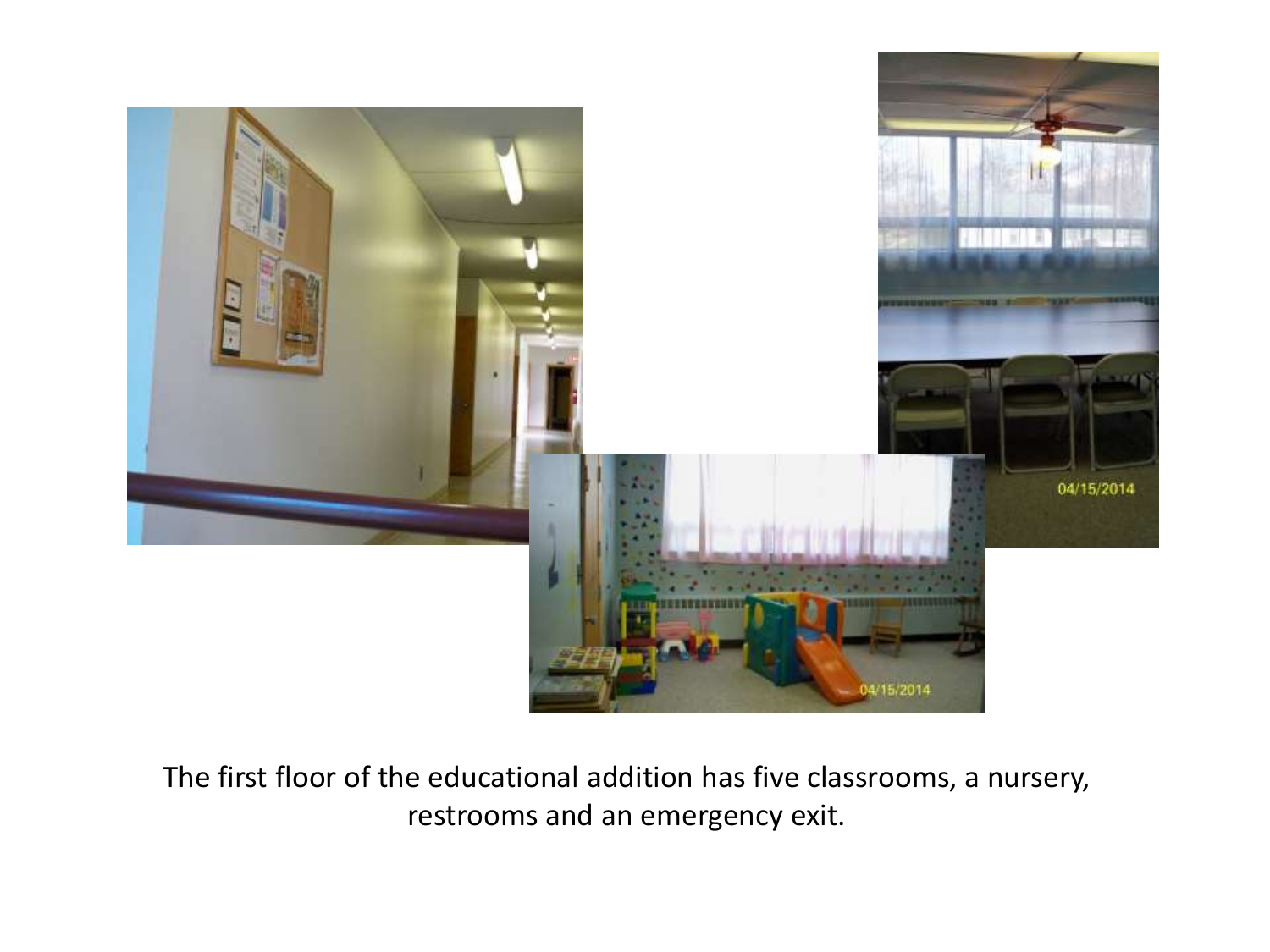The first floor of the educational addition has five classrooms, a nursery, restrooms and an emergency exit.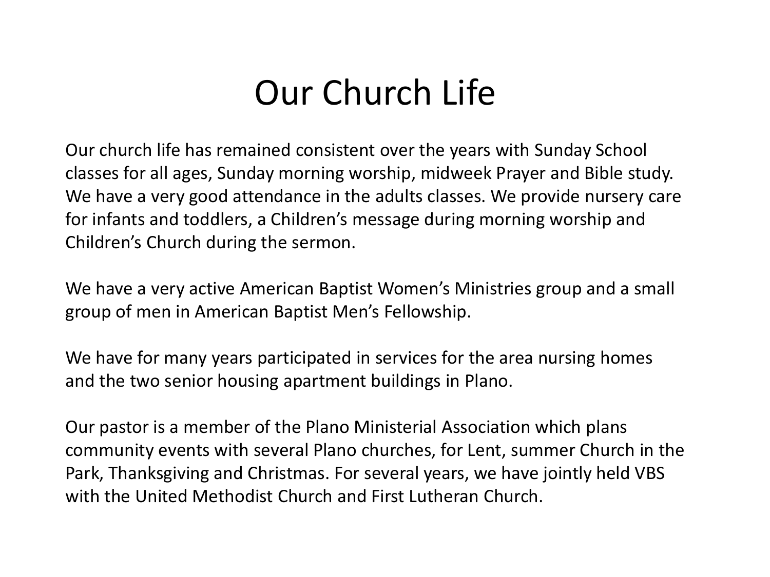# Our Church Life

Our church life has remained consistent over the years with Sunday School classes for all ages, Sunday morning worship, midweek Prayer and Bible study. We have a very good attendance in the adults classes. We provide nursery care for infants and toddlers, a Children's message during morning worship and Children's Church during the sermon.

We have a very active American Baptist Women's Ministries group and a small group of men in American Baptist Men's Fellowship.

We have for many years participated in services for the area nursing homes and the two senior housing apartment buildings in Plano.

Our pastor is a member of the Plano Ministerial Association which plans community events with several Plano churches, for Lent, summer Church in the Park, Thanksgiving and Christmas. For several years, we have jointly held VBS with the United Methodist Church and First Lutheran Church.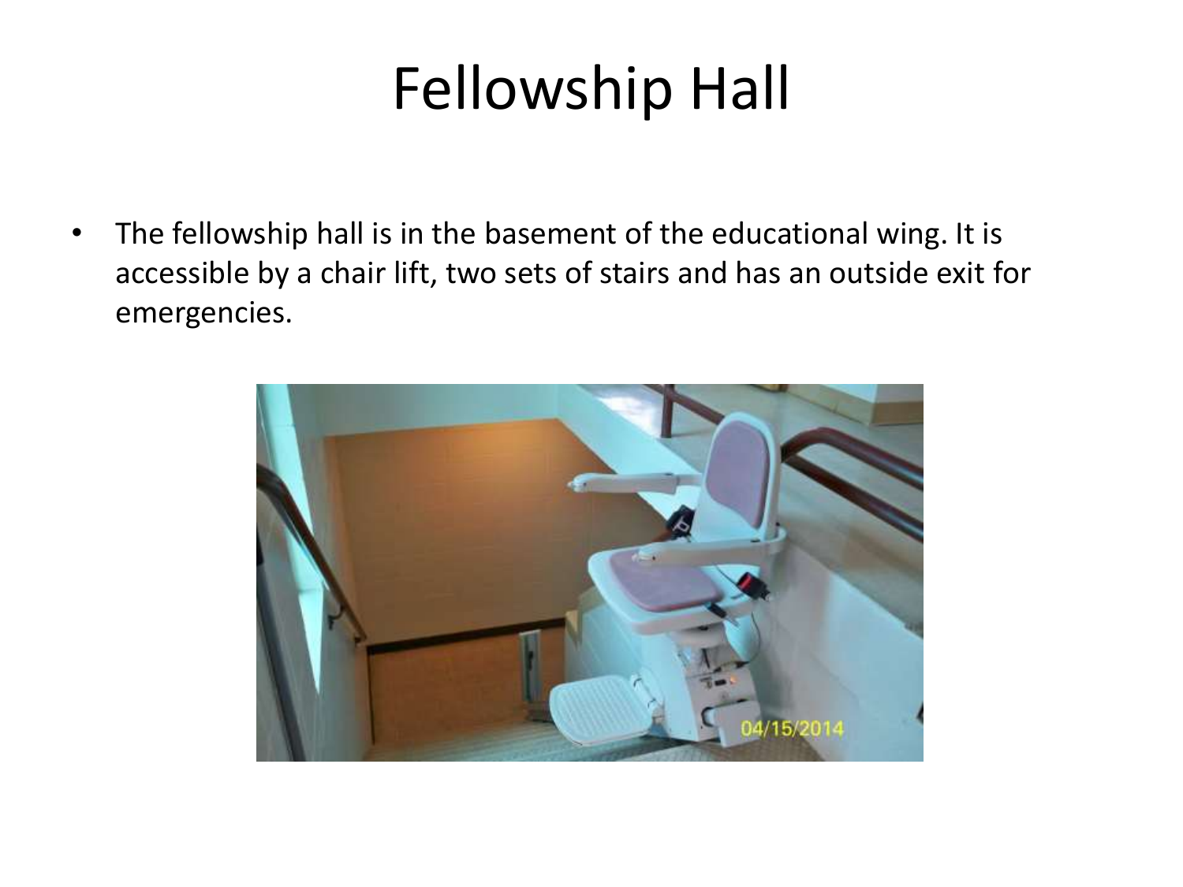# Fellowship Hall

- The fellowship hall is in the basement of the educational wing. It is accessible by a chair lift, two sets of stairs and has an outside exit for emergencies.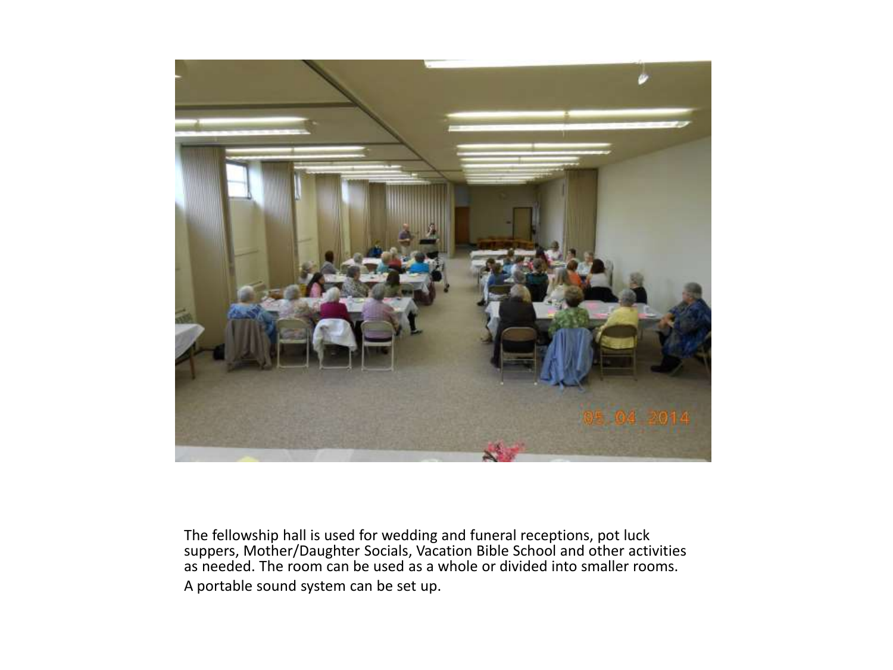The fellowship hall is used for wedding and funeral receptions, pot luck suppers, Mother/Daughter Socials, Vacation Bible School and other activities as needed. The room can be used as a whole or divided into smaller rooms.

A portable sound system can be set up.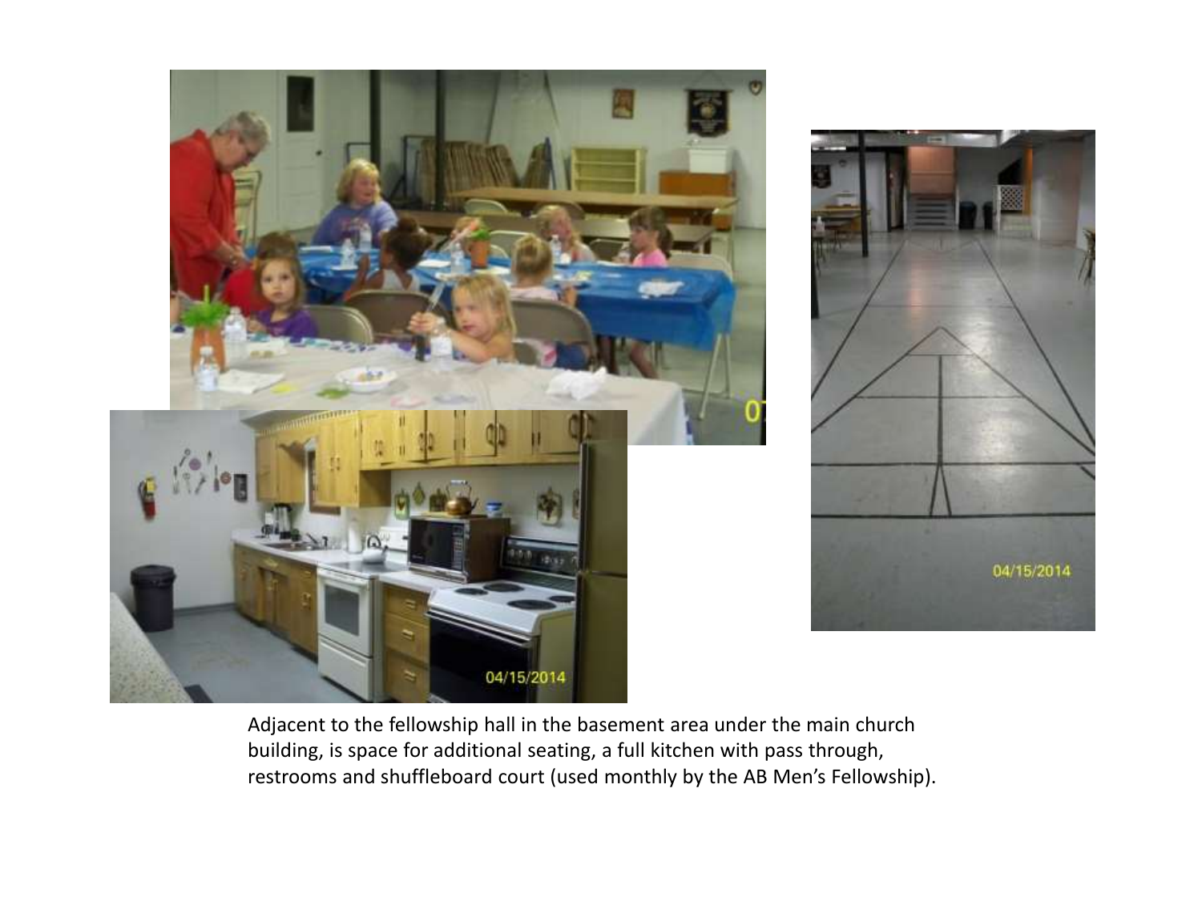Adjacent to the fellowship hall in the basement area under the main church building, is space for additional seating, a full kitchen with pass through, restrooms and shuffleboard court (used monthly by the AB Men's Fellowship).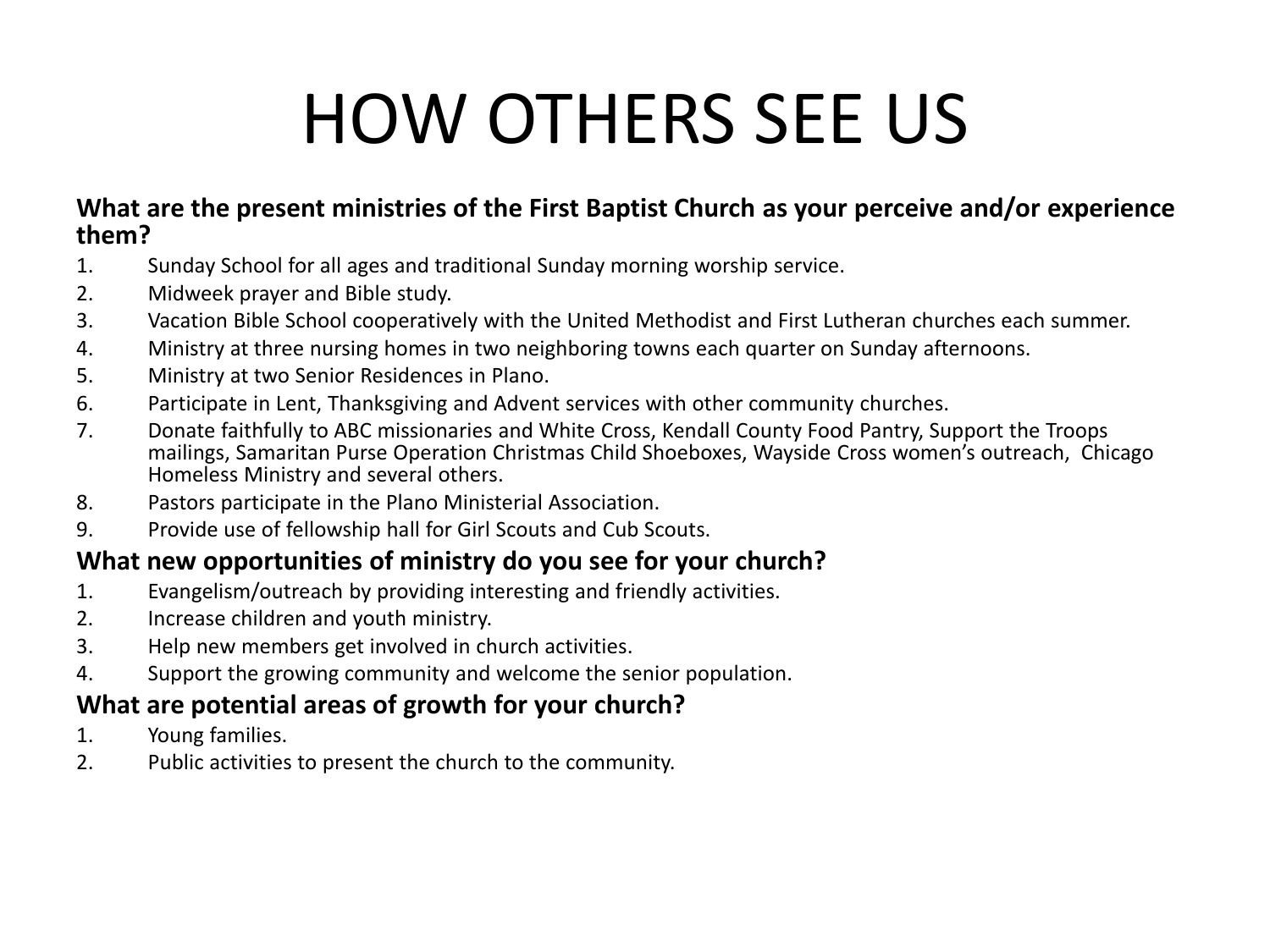# HOW OTHERS SEE US

**What are the present ministries of the First Baptist Church as your perceive and/or experience them?**

1. Sunday School for all ages and traditional Sunday morning worship service.
2. Midweek prayer and Bible study.
3. Vacation Bible School cooperatively with the United Methodist and First Lutheran churches each summer.
4. Ministry at three nursing homes in two neighboring towns each quarter on Sunday afternoons.
5. Ministry at two Senior Residences in Plano.
6. Participate in Lent, Thanksgiving and Advent services with other community churches.
7. Donate faithfully to ABC missionaries and White Cross, Kendall County Food Pantry, Support the Troops mailings, Samaritan Purse Operation Christmas Child Shoeboxes, Wayside Cross women's outreach, Chicago Homeless Ministry and several others.
8. Pastors participate in the Plano Ministerial Association.
9. Provide use of fellowship hall for Girl Scouts and Cub Scouts.

**What new opportunities of ministry do you see for your church?**

1. Evangelism/outreach by providing interesting and friendly activities.
2. Increase children and youth ministry.
3. Help new members get involved in church activities.
4. Support the growing community and welcome the senior population.

**What are potential areas of growth for your church?**

1. Young families.
2. Public activities to present the church to the community.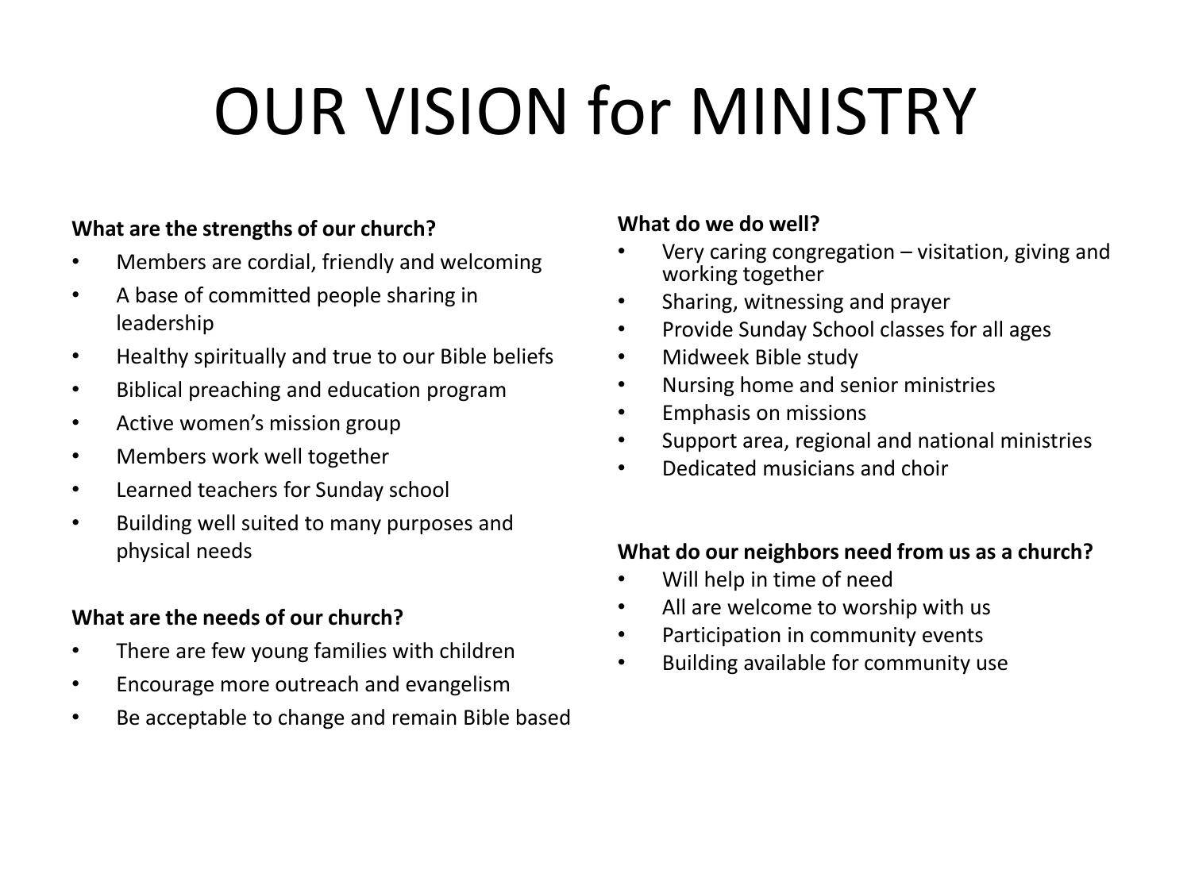# OUR VISION for MINISTRY

**What are the strengths of our church?**

- Members are cordial, friendly and welcoming
- A base of committed people sharing in leadership
- Healthy spiritually and true to our Bible beliefs
- Biblical preaching and education program
- Active women's mission group
- Members work well together
- Learned teachers for Sunday school
- Building well suited to many purposes and physical needs

**What are the needs of our church?**

- There are few young families with children
- Encourage more outreach and evangelism
- Be acceptable to change and remain Bible based

**What do we do well?**

- Very caring congregation – visitation, giving and working together
- Sharing, witnessing and prayer
- Provide Sunday School classes for all ages
- Midweek Bible study
- Nursing home and senior ministries
- Emphasis on missions
- Support area, regional and national ministries
- Dedicated musicians and choir

**What do our neighbors need from us as a church?**

- Will help in time of need
- All are welcome to worship with us
- Participation in community events
- Building available for community use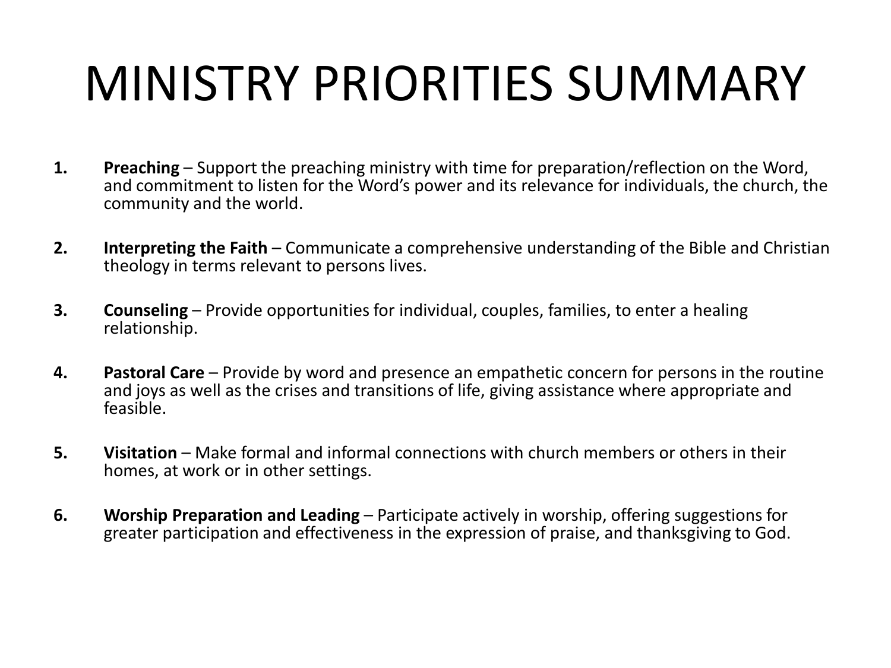# MINISTRY PRIORITIES SUMMARY

1. **Preaching** – Support the preaching ministry with time for preparation/reflection on the Word, and commitment to listen for the Word's power and its relevance for individuals, the church, the community and the world.

2. **Interpreting the Faith** – Communicate a comprehensive understanding of the Bible and Christian theology in terms relevant to persons lives.

3. **Counseling** – Provide opportunities for individual, couples, families, to enter a healing relationship.

4. **Pastoral Care** – Provide by word and presence an empathetic concern for persons in the routine and joys as well as the crises and transitions of life, giving assistance where appropriate and feasible.

5. **Visitation** – Make formal and informal connections with church members or others in their homes, at work or in other settings.

6. **Worship Preparation and Leading** – Participate actively in worship, offering suggestions for greater participation and effectiveness in the expression of praise, and thanksgiving to God.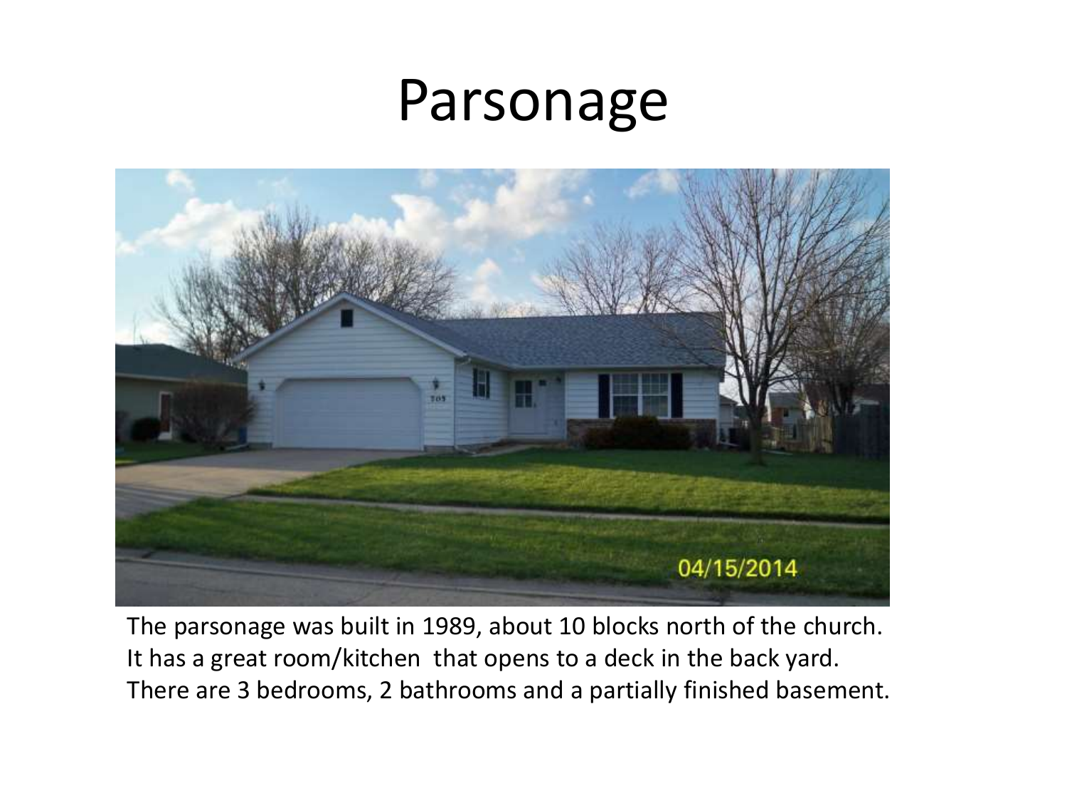# Parsonage

The parsonage was built in 1989, about 10 blocks north of the church. It has a great room/kitchen that opens to a deck in the back yard. There are 3 bedrooms, 2 bathrooms and a partially finished basement.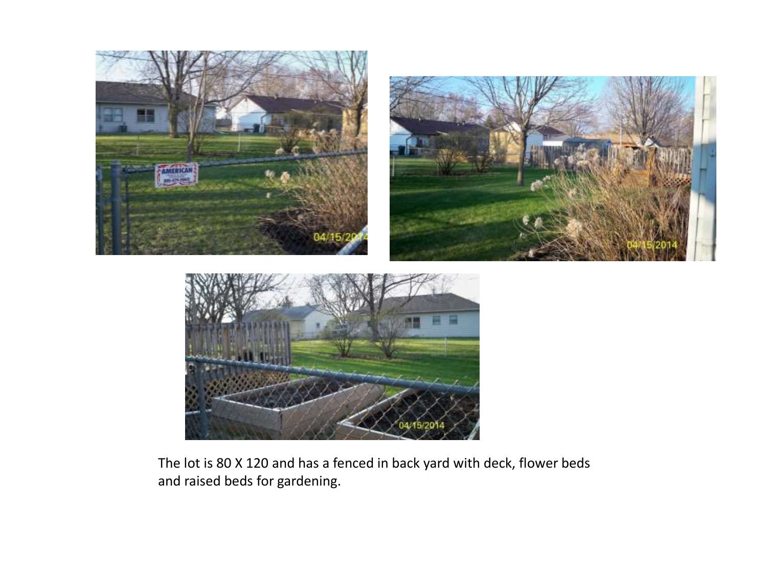The lot is 80 X 120 and has a fenced in back yard with deck, flower beds and raised beds for gardening.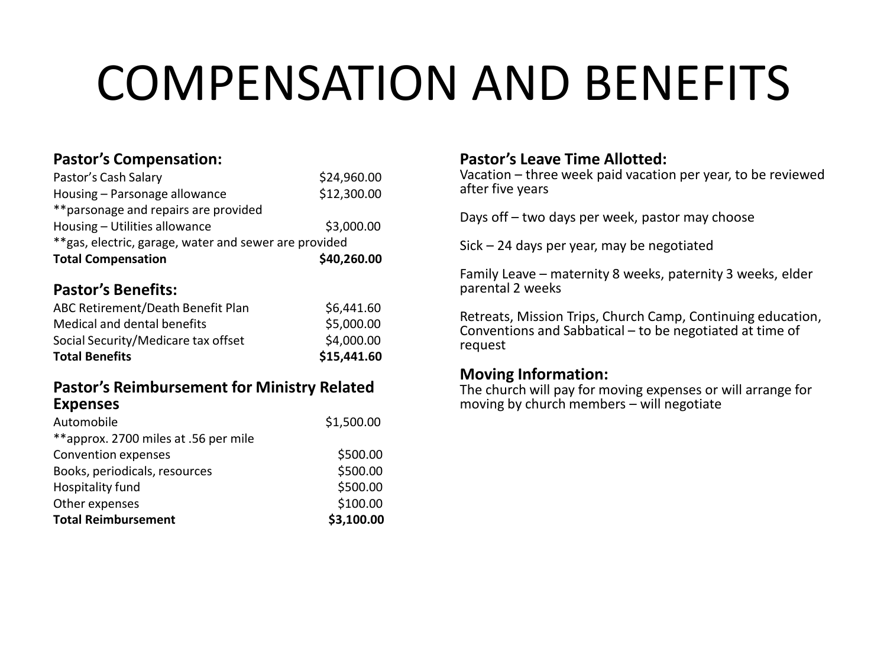# COMPENSATION AND BENEFITS

### Pastor's Compensation:

| | |
|---|---|
| Pastor's Cash Salary | $24,960.00 |
| Housing – Parsonage allowance | $12,300.00 |
| **parsonage and repairs are provided | |
| Housing – Utilities allowance | $3,000.00 |
| **gas, electric, garage, water and sewer are provided | |
| **Total Compensation** | **$40,260.00** |

### Pastor's Benefits:

| | |
|---|---|
| ABC Retirement/Death Benefit Plan | $6,441.60 |
| Medical and dental benefits | $5,000.00 |
| Social Security/Medicare tax offset | $4,000.00 |
| **Total Benefits** | **$15,441.60** |

### Pastor's Reimbursement for Ministry Related Expenses

| | |
|---|---|
| Automobile | $1,500.00 |
| **approx. 2700 miles at .56 per mile | |
| Convention expenses | $500.00 |
| Books, periodicals, resources | $500.00 |
| Hospitality fund | $500.00 |
| Other expenses | $100.00 |
| **Total Reimbursement** | **$3,100.00** |

### Pastor's Leave Time Allotted:

Vacation – three week paid vacation per year, to be reviewed after five years

Days off – two days per week, pastor may choose

Sick – 24 days per year, may be negotiated

Family Leave – maternity 8 weeks, paternity 3 weeks, elder parental 2 weeks

Retreats, Mission Trips, Church Camp, Continuing education, Conventions and Sabbatical – to be negotiated at time of request

### Moving Information:

The church will pay for moving expenses or will arrange for moving by church members – will negotiate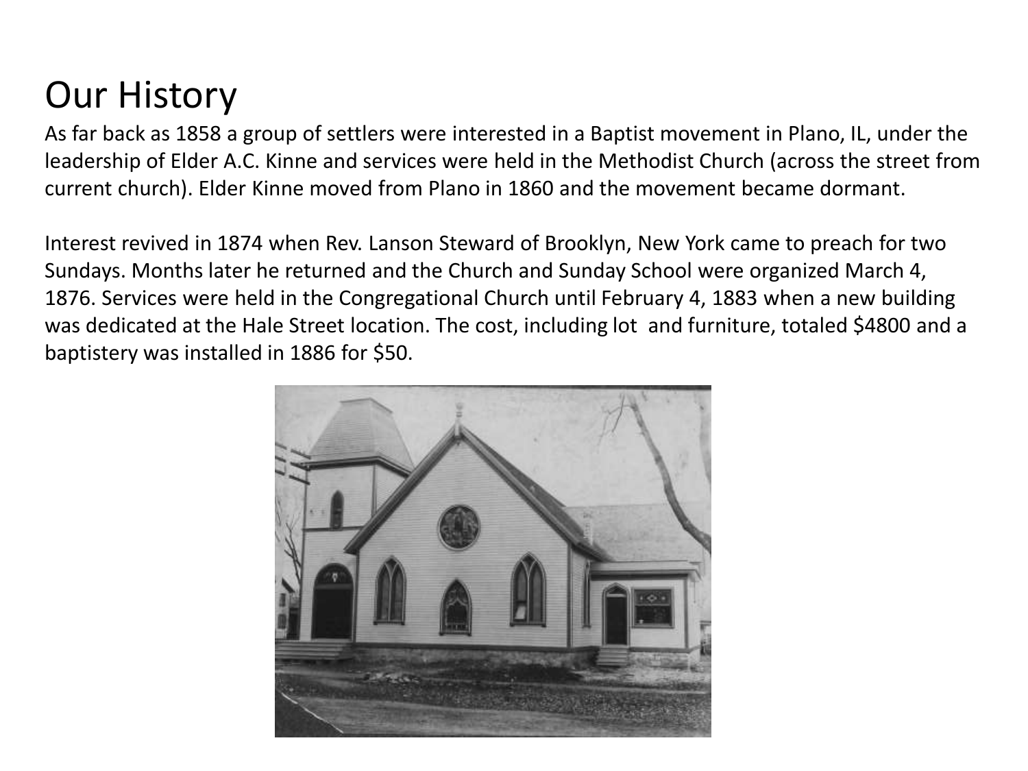# Our History

As far back as 1858 a group of settlers were interested in a Baptist movement in Plano, IL, under the leadership of Elder A.C. Kinne and services were held in the Methodist Church (across the street from current church). Elder Kinne moved from Plano in 1860 and the movement became dormant.

Interest revived in 1874 when Rev. Lanson Steward of Brooklyn, New York came to preach for two Sundays. Months later he returned and the Church and Sunday School were organized March 4, 1876. Services were held in the Congregational Church until February 4, 1883 when a new building was dedicated at the Hale Street location. The cost, including lot and furniture, totaled $4800 and a baptistery was installed in 1886 for $50.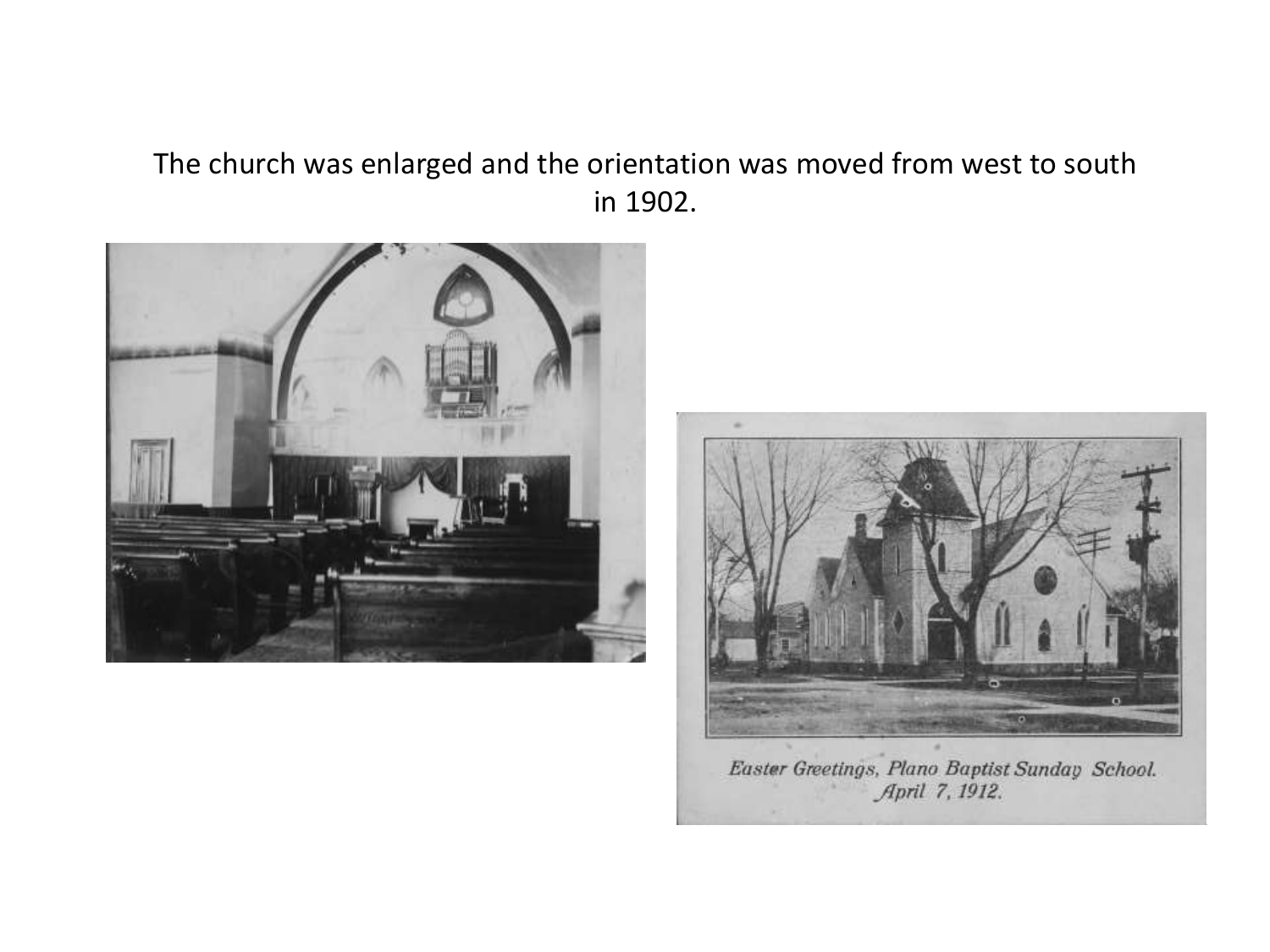The church was enlarged and the orientation was moved from west to south in 1902.

*Easter Greetings, Plano Baptist Sunday School.*
*April 7, 1912.*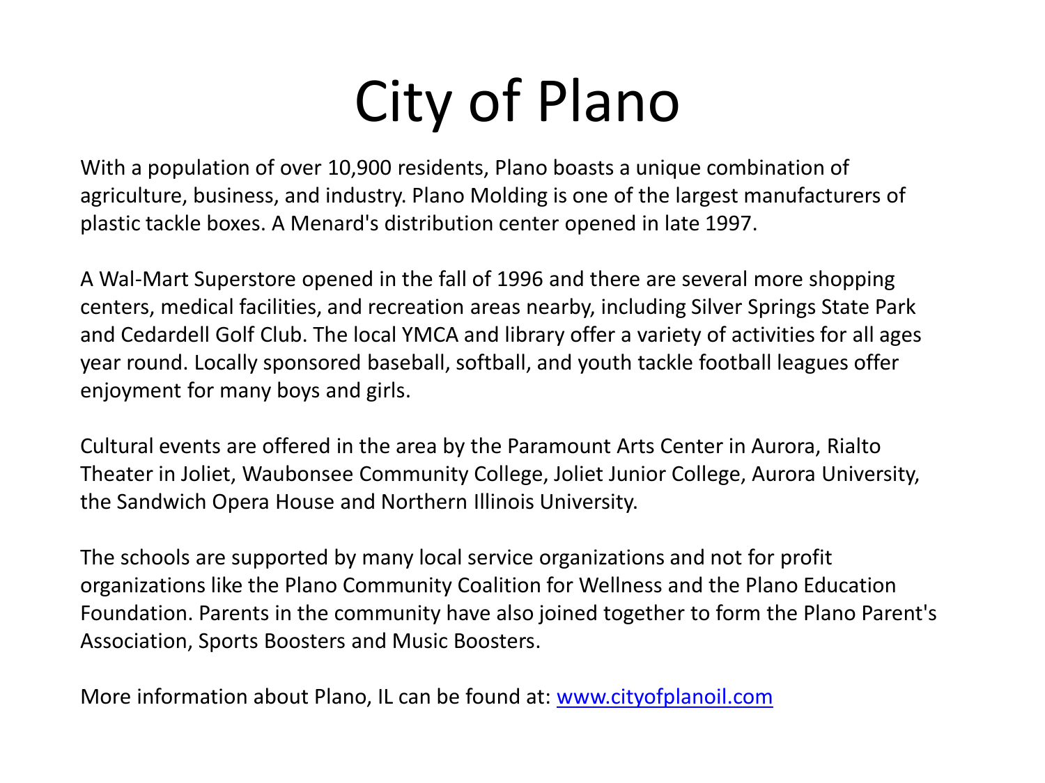# City of Plano

With a population of over 10,900 residents, Plano boasts a unique combination of agriculture, business, and industry. Plano Molding is one of the largest manufacturers of plastic tackle boxes. A Menard's distribution center opened in late 1997.

A Wal-Mart Superstore opened in the fall of 1996 and there are several more shopping centers, medical facilities, and recreation areas nearby, including Silver Springs State Park and Cedardell Golf Club. The local YMCA and library offer a variety of activities for all ages year round. Locally sponsored baseball, softball, and youth tackle football leagues offer enjoyment for many boys and girls.

Cultural events are offered in the area by the Paramount Arts Center in Aurora, Rialto Theater in Joliet, Waubonsee Community College, Joliet Junior College, Aurora University, the Sandwich Opera House and Northern Illinois University.

The schools are supported by many local service organizations and not for profit organizations like the Plano Community Coalition for Wellness and the Plano Education Foundation. Parents in the community have also joined together to form the Plano Parent's Association, Sports Boosters and Music Boosters.

More information about Plano, IL can be found at: [www.cityofplanoil.com](http://www.cityofplanoil.com)